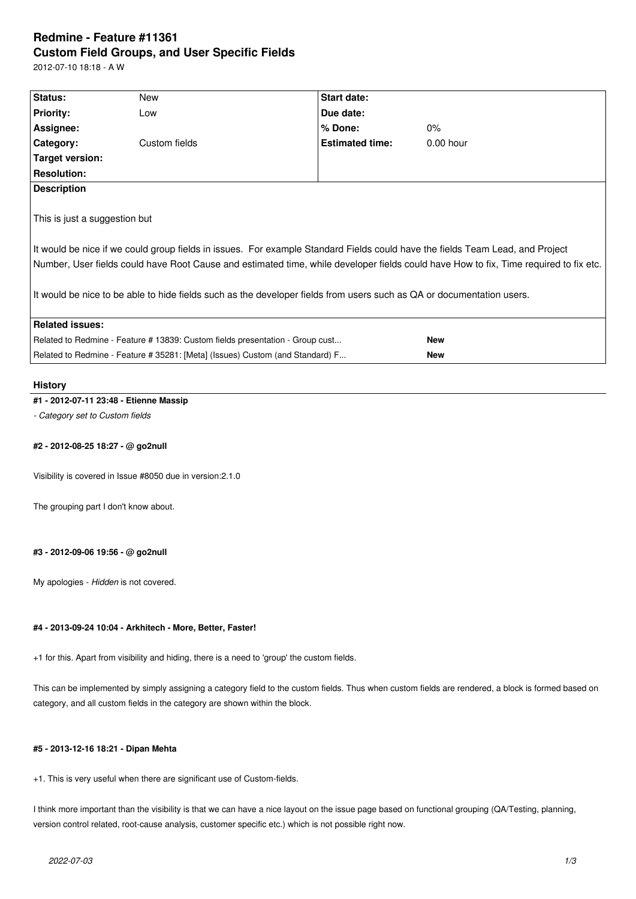# Redmine - Feature #11361

## Custom Field Groups, and User Specific Fields

2012-07-10 18:18 - A W

| Status: | New | Start date: | |
|---|---|---|---|
| Priority: | Low | Due date: | |
| Assignee: | | % Done: | 0% |
| Category: | Custom fields | Estimated time: | 0.00 hour |
| Target version: | | | |
| Resolution: | | | |

**Description**

This is just a suggestion but

It would be nice if we could group fields in issues. For example Standard Fields could have the fields Team Lead, and Project Number, User fields could have Root Cause and estimated time, while developer fields could have How to fix, Time required to fix etc.

It would be nice to be able to hide fields such as the developer fields from users such as QA or documentation users.

**Related issues:**

| | |
|---|---|
| Related to Redmine - Feature # 13839: Custom fields presentation - Group cust... | New |
| Related to Redmine - Feature # 35281: [Meta] (Issues) Custom (and Standard) F... | New |

### History

#### #1 - 2012-07-11 23:48 - Etienne Massip

*- Category set to Custom fields*

#### #2 - 2012-08-25 18:27 - @ go2null

Visibility is covered in Issue #8050 due in version:2.1.0

The grouping part I don't know about.

#### #3 - 2012-09-06 19:56 - @ go2null

My apologies - *Hidden* is not covered.

#### #4 - 2013-09-24 10:04 - Arkhitech - More, Better, Faster!

+1 for this. Apart from visibility and hiding, there is a need to 'group' the custom fields.

This can be implemented by simply assigning a category field to the custom fields. Thus when custom fields are rendered, a block is formed based on category, and all custom fields in the category are shown within the block.

#### #5 - 2013-12-16 18:21 - Dipan Mehta

+1. This is very useful when there are significant use of Custom-fields.

I think more important than the visibility is that we can have a nice layout on the issue page based on functional grouping (QA/Testing, planning, version control related, root-cause analysis, customer specific etc.) which is not possible right now.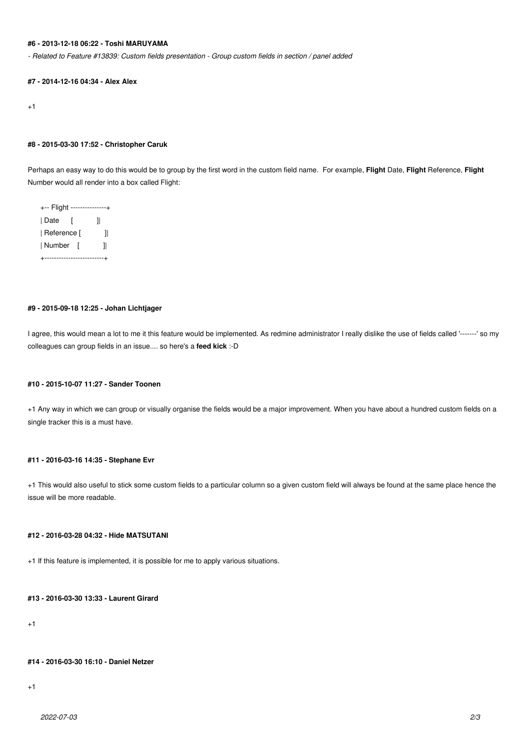#### #6 - 2013-12-18 06:22 - Toshi MARUYAMA

*- Related to Feature #13839: Custom fields presentation - Group custom fields in section / panel added*

#### #7 - 2014-12-16 04:34 - Alex Alex

+1

#### #8 - 2015-03-30 17:52 - Christopher Caruk

Perhaps an easy way to do this would be to group by the first word in the custom field name. For example, **Flight** Date, **Flight** Reference, **Flight** Number would all render into a box called Flight:

```
+-- Flight ---------------+
| Date      [           ]|
| Reference [           ]|
| Number    [           ]|
+-------------------------+
```

#### #9 - 2015-09-18 12:25 - Johan Lichtjager

I agree, this would mean a lot to me it this feature would be implemented. As redmine administrator I really dislike the use of fields called '-------' so my colleagues can group fields in an issue.... so here's a **feed kick** :-D

#### #10 - 2015-10-07 11:27 - Sander Toonen

+1 Any way in which we can group or visually organise the fields would be a major improvement. When you have about a hundred custom fields on a single tracker this is a must have.

#### #11 - 2016-03-16 14:35 - Stephane Evr

+1 This would also useful to stick some custom fields to a particular column so a given custom field will always be found at the same place hence the issue will be more readable.

#### #12 - 2016-03-28 04:32 - Hide MATSUTANI

+1 If this feature is implemented, it is possible for me to apply various situations.

#### #13 - 2016-03-30 13:33 - Laurent Girard

+1

#### #14 - 2016-03-30 16:10 - Daniel Netzer

+1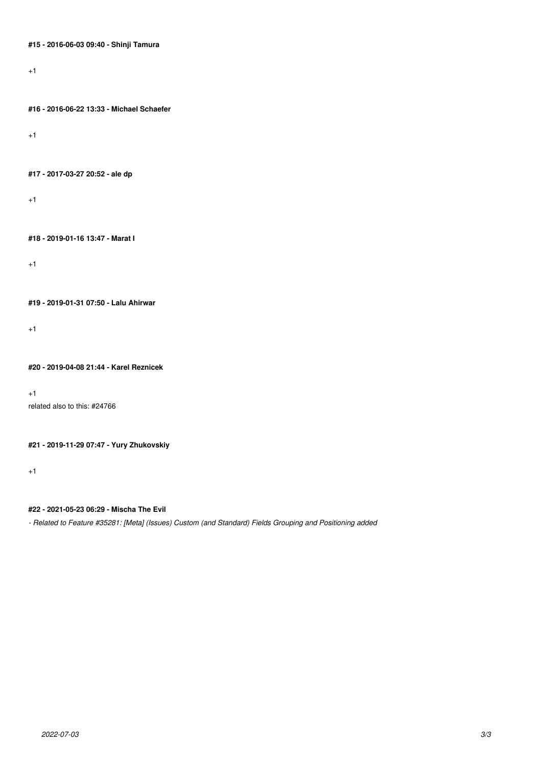**#15 - 2016-06-03 09:40 - Shinji Tamura**

+1

**#16 - 2016-06-22 13:33 - Michael Schaefer**

+1

**#17 - 2017-03-27 20:52 - ale dp**

+1

**#18 - 2019-01-16 13:47 - Marat I**

+1

**#19 - 2019-01-31 07:50 - Lalu Ahirwar**

+1

**#20 - 2019-04-08 21:44 - Karel Reznicek**

+1
related also to this: #24766

**#21 - 2019-11-29 07:47 - Yury Zhukovskiy**

+1

**#22 - 2021-05-23 06:29 - Mischa The Evil**

*- Related to Feature #35281: [Meta] (Issues) Custom (and Standard) Fields Grouping and Positioning added*